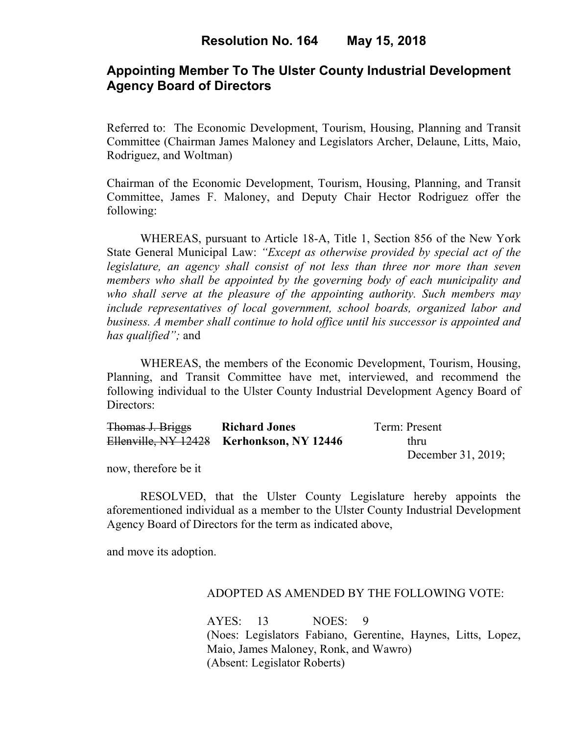# Resolution No. 164 May 15, 2018

## Appointing Member To The Ulster County Industrial Development Agency Board of Directors

Referred to: The Economic Development, Tourism, Housing, Planning and Transit Committee (Chairman James Maloney and Legislators Archer, Delaune, Litts, Maio, Rodriguez, and Woltman)

Chairman of the Economic Development, Tourism, Housing, Planning, and Transit Committee, James F. Maloney, and Deputy Chair Hector Rodriguez offer the following:

WHEREAS, pursuant to Article 18-A, Title 1, Section 856 of the New York State General Municipal Law: *"Except as otherwise provided by special act of the legislature, an agency shall consist of not less than three nor more than seven members who shall be appointed by the governing body of each municipality and who shall serve at the pleasure of the appointing authority. Such members may include representatives of local government, school boards, organized labor and business. A member shall continue to hold office until his successor is appointed and has qualified";* and

WHEREAS, the members of the Economic Development, Tourism, Housing, Planning, and Transit Committee have met, interviewed, and recommend the following individual to the Ulster County Industrial Development Agency Board of Directors:

| | | |
|---|---|---|
| ~~Thomas J. Briggs~~ | **Richard Jones** | Term: Present |
| ~~Ellenville, NY 12428~~ | **Kerhonkson, NY 12446** | thru December 31, 2019; |

now, therefore be it

RESOLVED, that the Ulster County Legislature hereby appoints the aforementioned individual as a member to the Ulster County Industrial Development Agency Board of Directors for the term as indicated above,

and move its adoption.

ADOPTED AS AMENDED BY THE FOLLOWING VOTE:

AYES: 13 NOES: 9
(Noes: Legislators Fabiano, Gerentine, Haynes, Litts, Lopez, Maio, James Maloney, Ronk, and Wawro)
(Absent: Legislator Roberts)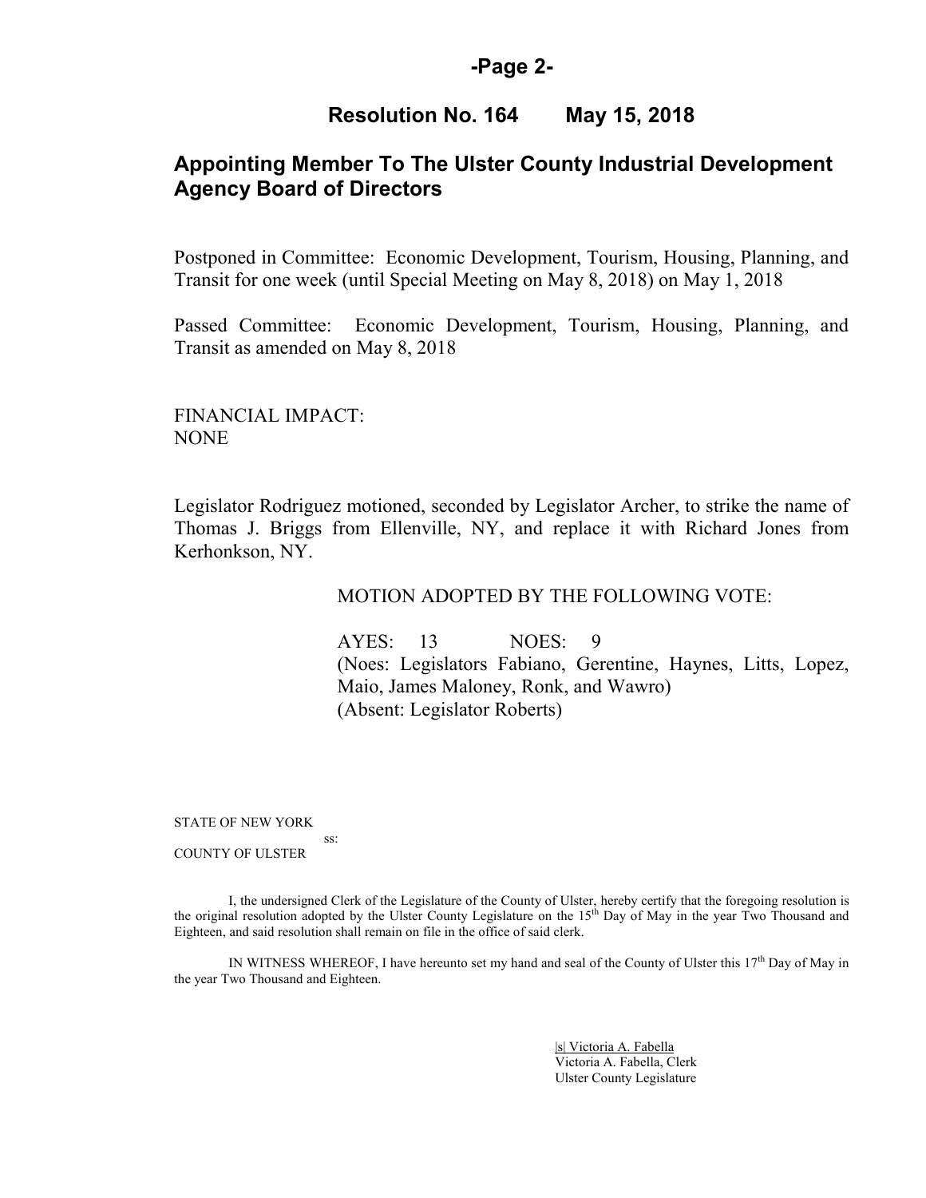## Resolution No. 164 May 15, 2018

## Appointing Member To The Ulster County Industrial Development Agency Board of Directors

Postponed in Committee: Economic Development, Tourism, Housing, Planning, and Transit for one week (until Special Meeting on May 8, 2018) on May 1, 2018

Passed Committee: Economic Development, Tourism, Housing, Planning, and Transit as amended on May 8, 2018

FINANCIAL IMPACT:
NONE

Legislator Rodriguez motioned, seconded by Legislator Archer, to strike the name of Thomas J. Briggs from Ellenville, NY, and replace it with Richard Jones from Kerhonkson, NY.

MOTION ADOPTED BY THE FOLLOWING VOTE:

AYES: 13 NOES: 9
(Noes: Legislators Fabiano, Gerentine, Haynes, Litts, Lopez, Maio, James Maloney, Ronk, and Wawro)
(Absent: Legislator Roberts)

STATE OF NEW YORK
ss:
COUNTY OF ULSTER

I, the undersigned Clerk of the Legislature of the County of Ulster, hereby certify that the foregoing resolution is the original resolution adopted by the Ulster County Legislature on the 15th Day of May in the year Two Thousand and Eighteen, and said resolution shall remain on file in the office of said clerk.

IN WITNESS WHEREOF, I have hereunto set my hand and seal of the County of Ulster this 17th Day of May in the year Two Thousand and Eighteen.

|s| Victoria A. Fabella
Victoria A. Fabella, Clerk
Ulster County Legislature